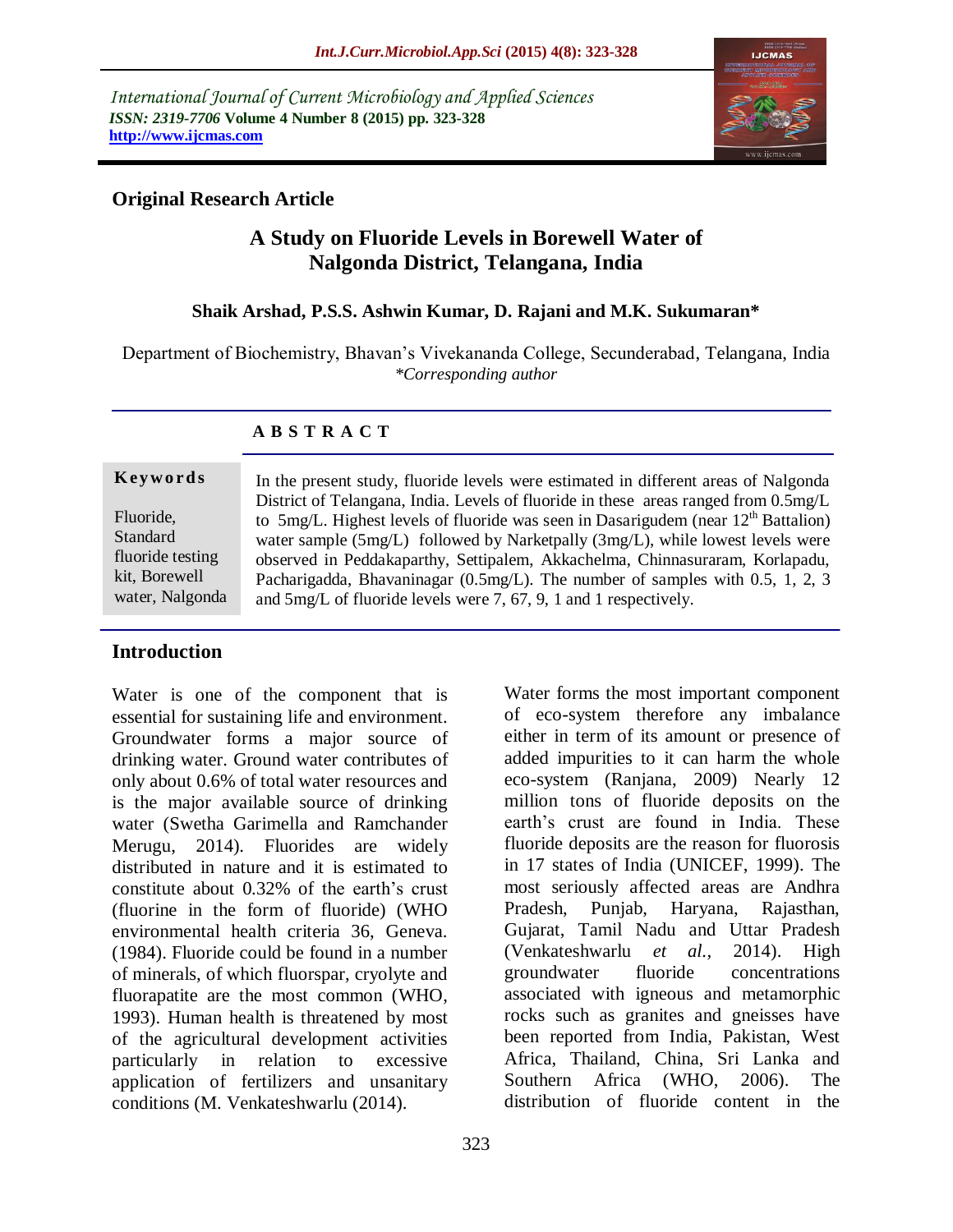International Journal of Current Microbiology and Applied Sciences
*ISSN: 2319-7706* **Volume 4 Number 8 (2015) pp. 323-328**
**http://www.ijcmas.com**

**Original Research Article**

# A Study on Fluoride Levels in Borewell Water of Nalgonda District, Telangana, India

**Shaik Arshad, P.S.S. Ashwin Kumar, D. Rajani and M.K. Sukumaran***

Department of Biochemistry, Bhavan's Vivekananda College, Secunderabad, Telangana, India
*\*Corresponding author*

## A B S T R A C T

**Keywords**

Fluoride, Standard fluoride testing kit, Borewell water, Nalgonda

In the present study, fluoride levels were estimated in different areas of Nalgonda District of Telangana, India. Levels of fluoride in these areas ranged from 0.5mg/L to 5mg/L. Highest levels of fluoride was seen in Dasarigudem (near 12th Battalion) water sample (5mg/L) followed by Narketpally (3mg/L), while lowest levels were observed in Peddakaparthy, Settipalem, Akkachelma, Chinnasuraram, Korlapadu, Pacharigadda, Bhavaninagar (0.5mg/L). The number of samples with 0.5, 1, 2, 3 and 5mg/L of fluoride levels were 7, 67, 9, 1 and 1 respectively.

## Introduction

Water is one of the component that is essential for sustaining life and environment. Groundwater forms a major source of drinking water. Ground water contributes of only about 0.6% of total water resources and is the major available source of drinking water (Swetha Garimella and Ramchander Merugu, 2014). Fluorides are widely distributed in nature and it is estimated to constitute about 0.32% of the earth's crust (fluorine in the form of fluoride) (WHO environmental health criteria 36, Geneva. (1984). Fluoride could be found in a number of minerals, of which fluorspar, cryolyte and fluorapatite are the most common (WHO, 1993). Human health is threatened by most of the agricultural development activities particularly in relation to excessive application of fertilizers and unsanitary conditions (M. Venkateshwarlu (2014).

Water forms the most important component of eco-system therefore any imbalance either in term of its amount or presence of added impurities to it can harm the whole eco-system (Ranjana, 2009) Nearly 12 million tons of fluoride deposits on the earth's crust are found in India. These fluoride deposits are the reason for fluorosis in 17 states of India (UNICEF, 1999). The most seriously affected areas are Andhra Pradesh, Punjab, Haryana, Rajasthan, Gujarat, Tamil Nadu and Uttar Pradesh (Venkateshwarlu *et al.,* 2014). High groundwater fluoride concentrations associated with igneous and metamorphic rocks such as granites and gneisses have been reported from India, Pakistan, West Africa, Thailand, China, Sri Lanka and Southern Africa (WHO, 2006). The distribution of fluoride content in the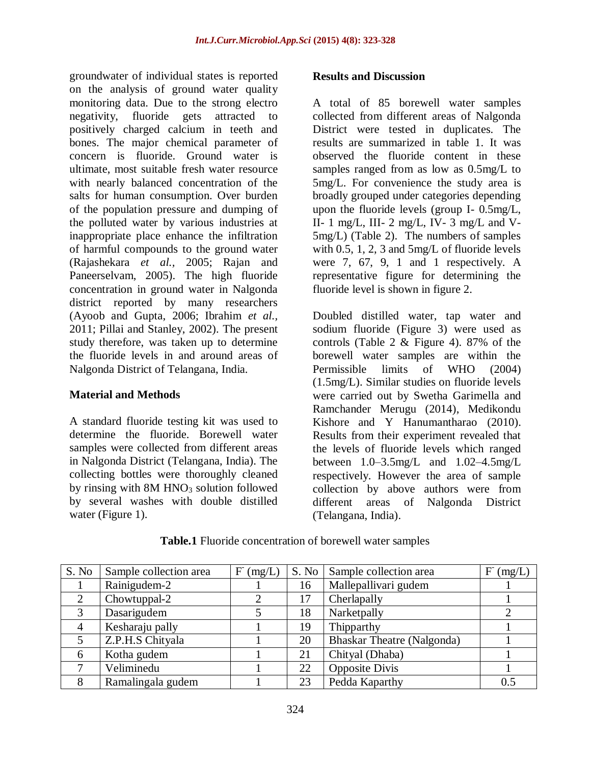groundwater of individual states is reported on the analysis of ground water quality monitoring data. Due to the strong electro negativity, fluoride gets attracted to positively charged calcium in teeth and bones. The major chemical parameter of concern is fluoride. Ground water is ultimate, most suitable fresh water resource with nearly balanced concentration of the salts for human consumption. Over burden of the population pressure and dumping of the polluted water by various industries at inappropriate place enhance the infiltration of harmful compounds to the ground water (Rajashekara *et al.*, 2005; Rajan and Paneerselvam, 2005). The high fluoride concentration in ground water in Nalgonda district reported by many researchers (Ayoob and Gupta, 2006; Ibrahim *et al.*, 2011; Pillai and Stanley, 2002). The present study therefore, was taken up to determine the fluoride levels in and around areas of Nalgonda District of Telangana, India.

## Material and Methods

A standard fluoride testing kit was used to determine the fluoride. Borewell water samples were collected from different areas in Nalgonda District (Telangana, India). The collecting bottles were thoroughly cleaned by rinsing with 8M $HNO_3$ solution followed by several washes with double distilled water (Figure 1).

## Results and Discussion

A total of 85 borewell water samples collected from different areas of Nalgonda District were tested in duplicates. The results are summarized in table 1. It was observed the fluoride content in these samples ranged from as low as 0.5mg/L to 5mg/L. For convenience the study area is broadly grouped under categories depending upon the fluoride levels (group I- 0.5mg/L, II- 1 mg/L, III- 2 mg/L, IV- 3 mg/L and V- 5mg/L) (Table 2). The numbers of samples with 0.5, 1, 2, 3 and 5mg/L of fluoride levels were 7, 67, 9, 1 and 1 respectively. A representative figure for determining the fluoride level is shown in figure 2.

Doubled distilled water, tap water and sodium fluoride (Figure 3) were used as controls (Table 2 & Figure 4). 87% of the borewell water samples are within the Permissible limits of WHO (2004) (1.5mg/L). Similar studies on fluoride levels were carried out by Swetha Garimella and Ramchander Merugu (2014), Medikondu Kishore and Y Hanumantharao (2010). Results from their experiment revealed that the levels of fluoride levels which ranged between 1.0–3.5mg/L and 1.02–4.5mg/L respectively. However the area of sample collection by above authors were from different areas of Nalgonda District (Telangana, India).

**Table.1** Fluoride concentration of borewell water samples

| S. No | Sample collection area | $F^-$ (mg/L) | S. No | Sample collection area | $F^-$ (mg/L) |
|---|---|---|---|---|---|
| 1 | Rainigudem-2 | 1 | 16 | Mallepallivari gudem | 1 |
| 2 | Chowtuppal-2 | 2 | 17 | Cherlapally | 1 |
| 3 | Dasarigudem | 5 | 18 | Narketpally | 2 |
| 4 | Kesharaju pally | 1 | 19 | Thipparthy | 1 |
| 5 | Z.P.H.S Chityala | 1 | 20 | Bhaskar Theatre (Nalgonda) | 1 |
| 6 | Kotha gudem | 1 | 21 | Chityal (Dhaba) | 1 |
| 7 | Veliminedu | 1 | 22 | Opposite Divis | 1 |
| 8 | Ramalingala gudem | 1 | 23 | Pedda Kaparthy | 0.5 |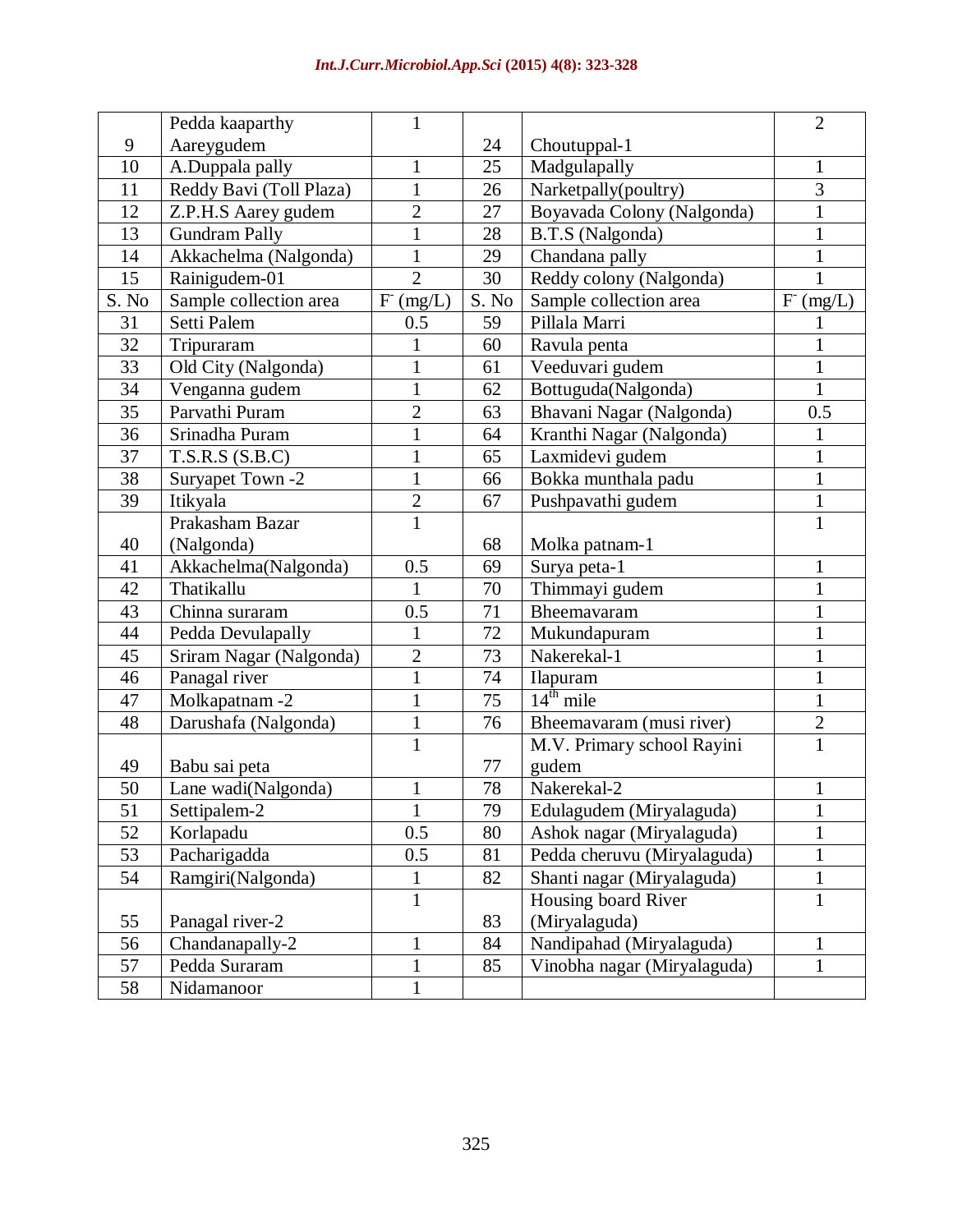| S. No | Sample collection area | $F^-$ (mg/L) | S. No | Sample collection area | $F^-$ (mg/L) |
|---|---|---|---|---|---|
| 9 | Pedda kaaparthy Aareygudem | 1 | 24 | Choutuppal-1 | 2 |
| 10 | A.Duppala pally | 1 | 25 | Madgulapally | 1 |
| 11 | Reddy Bavi (Toll Plaza) | 1 | 26 | Narketpally(poultry) | 3 |
| 12 | Z.P.H.S Aarey gudem | 2 | 27 | Boyavada Colony (Nalgonda) | 1 |
| 13 | Gundram Pally | 1 | 28 | B.T.S (Nalgonda) | 1 |
| 14 | Akkachelma (Nalgonda) | 1 | 29 | Chandana pally | 1 |
| 15 | Rainigudem-01 | 2 | 30 | Reddy colony (Nalgonda) | 1 |
| S. No | Sample collection area | $F^-$ (mg/L) | S. No | Sample collection area | $F^-$ (mg/L) |
| 31 | Setti Palem | 0.5 | 59 | Pillala Marri | 1 |
| 32 | Tripuraram | 1 | 60 | Ravula penta | 1 |
| 33 | Old City (Nalgonda) | 1 | 61 | Veeduvari gudem | 1 |
| 34 | Venganna gudem | 1 | 62 | Bottuguda(Nalgonda) | 1 |
| 35 | Parvathi Puram | 2 | 63 | Bhavani Nagar (Nalgonda) | 0.5 |
| 36 | Srinadha Puram | 1 | 64 | Kranthi Nagar (Nalgonda) | 1 |
| 37 | T.S.R.S (S.B.C) | 1 | 65 | Laxmidevi gudem | 1 |
| 38 | Suryapet Town -2 | 1 | 66 | Bokka munthala padu | 1 |
| 39 | Itikyala | 2 | 67 | Pushpavathi gudem | 1 |
| 40 | Prakasham Bazar (Nalgonda) | 1 | 68 | Molka patnam-1 | 1 |
| 41 | Akkachelma(Nalgonda) | 0.5 | 69 | Surya peta-1 | 1 |
| 42 | Thatikallu | 1 | 70 | Thimmayi gudem | 1 |
| 43 | Chinna suraram | 0.5 | 71 | Bheemavaram | 1 |
| 44 | Pedda Devulapally | 1 | 72 | Mukundapuram | 1 |
| 45 | Sriram Nagar (Nalgonda) | 2 | 73 | Nakerekal-1 | 1 |
| 46 | Panagal river | 1 | 74 | Ilapuram | 1 |
| 47 | Molkapatnam -2 | 1 | 75 | 14th mile | 1 |
| 48 | Darushafa (Nalgonda) | 1 | 76 | Bheemavaram (musi river) | 2 |
| 49 | Babu sai peta | 1 | 77 | M.V. Primary school Rayini gudem | 1 |
| 50 | Lane wadi(Nalgonda) | 1 | 78 | Nakerekal-2 | 1 |
| 51 | Settipalem-2 | 1 | 79 | Edulagudem (Miryalaguda) | 1 |
| 52 | Korlapadu | 0.5 | 80 | Ashok nagar (Miryalaguda) | 1 |
| 53 | Pacharigadda | 0.5 | 81 | Pedda cheruvu (Miryalaguda) | 1 |
| 54 | Ramgiri(Nalgonda) | 1 | 82 | Shanti nagar (Miryalaguda) | 1 |
| 55 | Panagal river-2 | 1 | 83 | Housing board River (Miryalaguda) | 1 |
| 56 | Chandanapally-2 | 1 | 84 | Nandipahad (Miryalaguda) | 1 |
| 57 | Pedda Suraram | 1 | 85 | Vinobha nagar (Miryalaguda) | 1 |
| 58 | Nidamanoor | 1 | | | |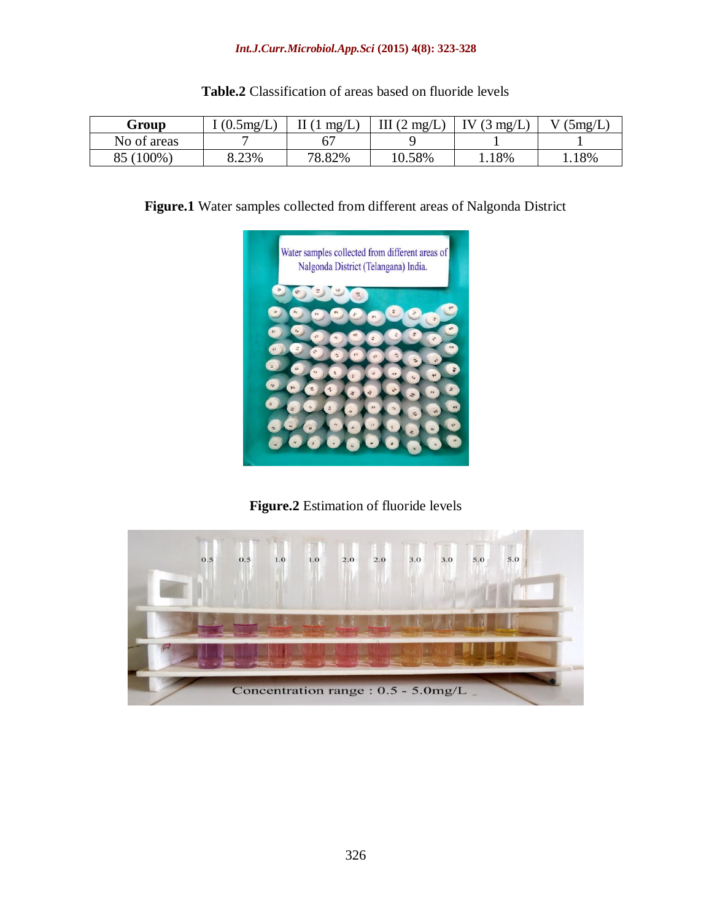**Table.2** Classification of areas based on fluoride levels

| Group | I (0.5mg/L) | II (1 mg/L) | III (2 mg/L) | IV (3 mg/L) | V (5mg/L) |
|---|---|---|---|---|---|
| No of areas | 7 | 67 | 9 | 1 | 1 |
| 85 (100%) | 8.23% | 78.82% | 10.58% | 1.18% | 1.18% |

**Figure.1** Water samples collected from different areas of Nalgonda District

**Figure.2** Estimation of fluoride levels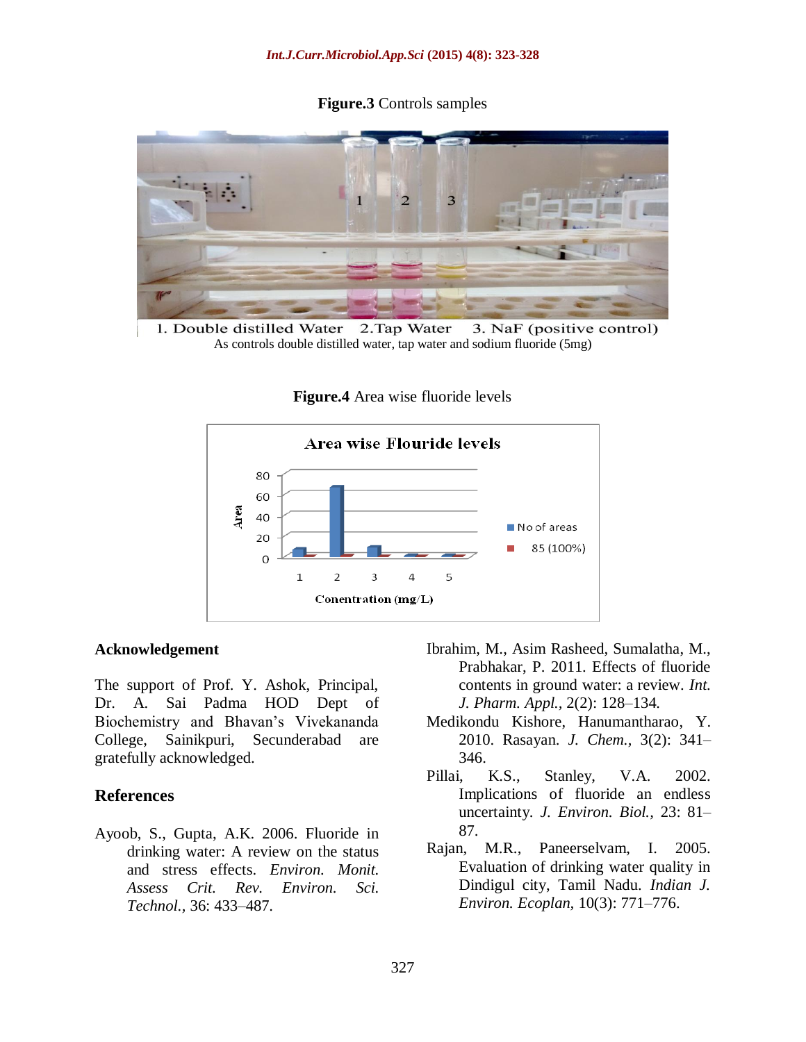**Figure.3** Controls samples

1. Double distilled Water 2.Tap Water 3. NaF (positive control)

As controls double distilled water, tap water and sodium fluoride (5mg)

**Figure.4** Area wise fluoride levels

## Acknowledgement

The support of Prof. Y. Ashok, Principal, Dr. A. Sai Padma HOD Dept of Biochemistry and Bhavan's Vivekananda College, Sainikpuri, Secunderabad are gratefully acknowledged.

## References

Ayoob, S., Gupta, A.K. 2006. Fluoride in drinking water: A review on the status and stress effects. *Environ. Monit. Assess Crit. Rev. Environ. Sci. Technol.,* 36: 433–487.

Ibrahim, M., Asim Rasheed, Sumalatha, M., Prabhakar, P. 2011. Effects of fluoride contents in ground water: a review. *Int. J. Pharm. Appl.,* 2(2): 128–134.

Medikondu Kishore, Hanumantharao, Y. 2010. Rasayan. *J. Chem.*, 3(2): 341–346.

Pillai, K.S., Stanley, V.A. 2002. Implications of fluoride an endless uncertainty. *J. Environ. Biol.,* 23: 81–87.

Rajan, M.R., Paneerselvam, I. 2005. Evaluation of drinking water quality in Dindigul city, Tamil Nadu. *Indian J. Environ. Ecoplan,* 10(3): 771–776.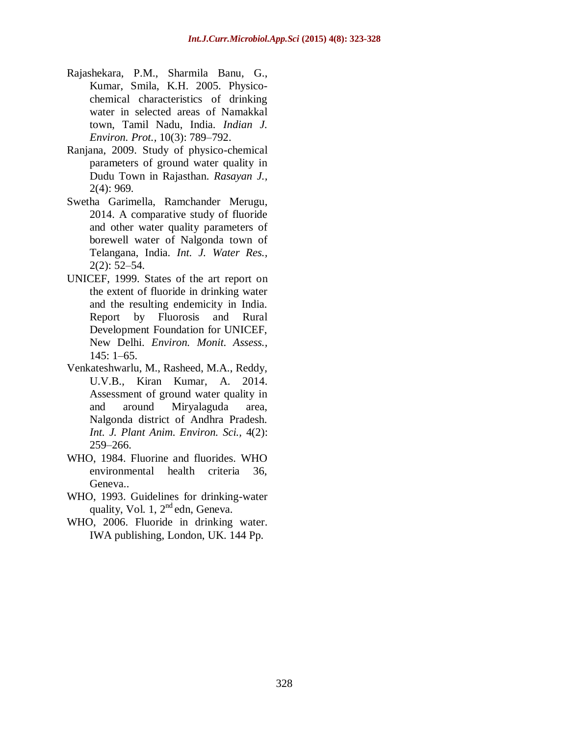Rajashekara, P.M., Sharmila Banu, G., Kumar, Smila, K.H. 2005. Physico-chemical characteristics of drinking water in selected areas of Namakkal town, Tamil Nadu, India. *Indian J. Environ. Prot.*, 10(3): 789–792.

Ranjana, 2009. Study of physico-chemical parameters of ground water quality in Dudu Town in Rajasthan. *Rasayan J.*, 2(4): 969.

Swetha Garimella, Ramchander Merugu, 2014. A comparative study of fluoride and other water quality parameters of borewell water of Nalgonda town of Telangana, India. *Int. J. Water Res.*, 2(2): 52–54.

UNICEF, 1999. States of the art report on the extent of fluoride in drinking water and the resulting endemicity in India. Report by Fluorosis and Rural Development Foundation for UNICEF, New Delhi. *Environ. Monit. Assess.*, 145: 1–65.

Venkateshwarlu, M., Rasheed, M.A., Reddy, U.V.B., Kiran Kumar, A. 2014. Assessment of ground water quality in and around Miryalaguda area, Nalgonda district of Andhra Pradesh. *Int. J. Plant Anim. Environ. Sci.*, 4(2): 259–266.

WHO, 1984. Fluorine and fluorides. WHO environmental health criteria 36, Geneva..

WHO, 1993. Guidelines for drinking-water quality, Vol. 1, 2nd edn, Geneva.

WHO, 2006. Fluoride in drinking water. IWA publishing, London, UK. 144 Pp.